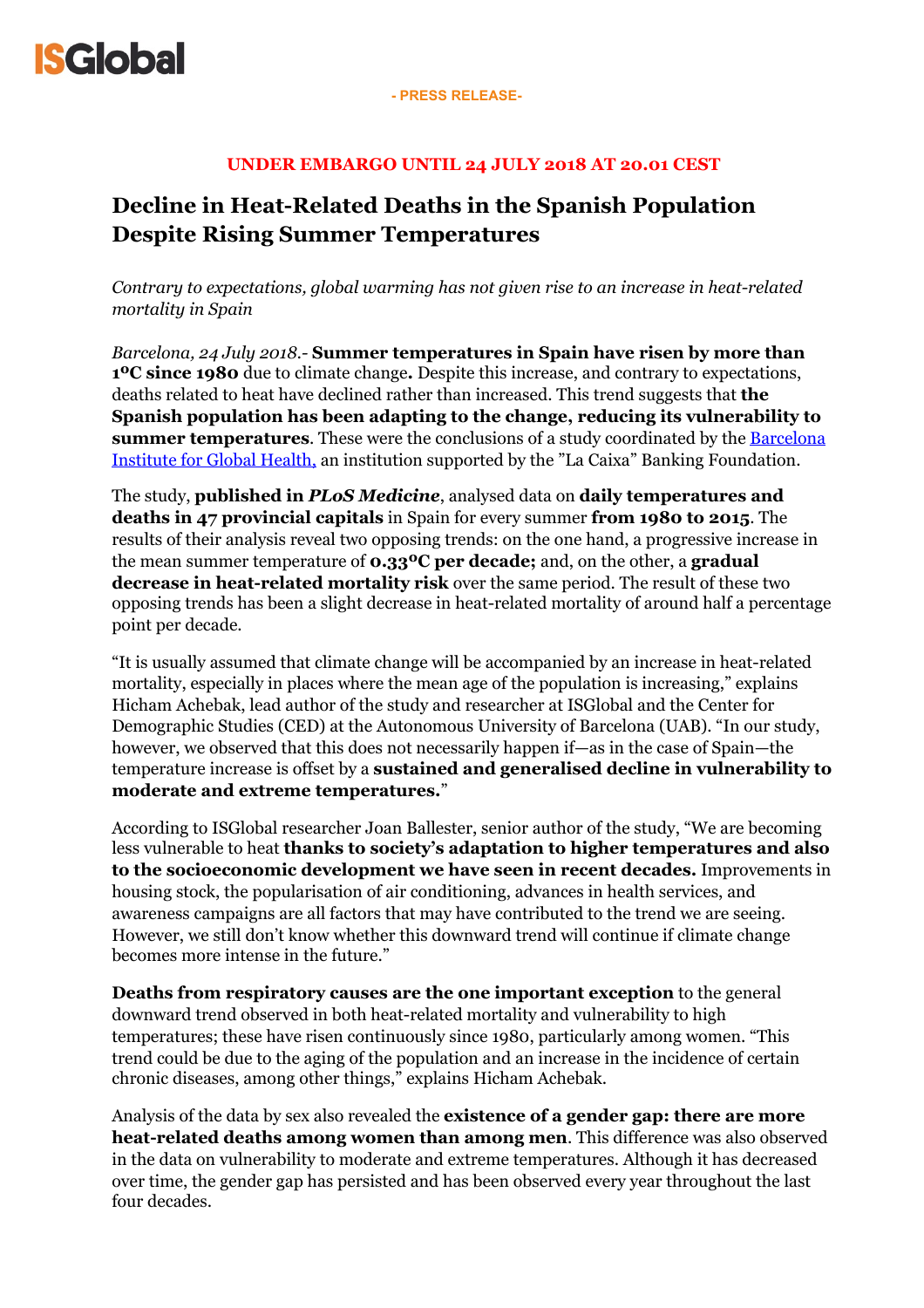ISGlobal

**- PRESS RELEASE-**

**UNDER EMBARGO UNTIL 24 JULY 2018 AT 20.01 CEST**

# Decline in Heat-Related Deaths in the Spanish Population Despite Rising Summer Temperatures

*Contrary to expectations, global warming has not given rise to an increase in heat-related mortality in Spain*

*Barcelona, 24 July 2018*.- **Summer temperatures in Spain have risen by more than 1ºC since 1980** due to climate change**.** Despite this increase, and contrary to expectations, deaths related to heat have declined rather than increased. This trend suggests that **the Spanish population has been adapting to the change, reducing its vulnerability to summer temperatures**. These were the conclusions of a study coordinated by the [Barcelona Institute for Global Health](), an institution supported by the "La Caixa" Banking Foundation.

The study, **published in *PLoS Medicine***, analysed data on **daily temperatures and deaths in 47 provincial capitals** in Spain for every summer **from 1980 to 2015**. The results of their analysis reveal two opposing trends: on the one hand, a progressive increase in the mean summer temperature of **0.33ºC per decade;** and, on the other, a **gradual decrease in heat-related mortality risk** over the same period. The result of these two opposing trends has been a slight decrease in heat-related mortality of around half a percentage point per decade.

"It is usually assumed that climate change will be accompanied by an increase in heat-related mortality, especially in places where the mean age of the population is increasing," explains Hicham Achebak, lead author of the study and researcher at ISGlobal and the Center for Demographic Studies (CED) at the Autonomous University of Barcelona (UAB). "In our study, however, we observed that this does not necessarily happen if—as in the case of Spain—the temperature increase is offset by a **sustained and generalised decline in vulnerability to moderate and extreme temperatures.**"

According to ISGlobal researcher Joan Ballester, senior author of the study, "We are becoming less vulnerable to heat **thanks to society's adaptation to higher temperatures and also to the socioeconomic development we have seen in recent decades.** Improvements in housing stock, the popularisation of air conditioning, advances in health services, and awareness campaigns are all factors that may have contributed to the trend we are seeing. However, we still don't know whether this downward trend will continue if climate change becomes more intense in the future."

**Deaths from respiratory causes are the one important exception** to the general downward trend observed in both heat-related mortality and vulnerability to high temperatures; these have risen continuously since 1980, particularly among women. "This trend could be due to the aging of the population and an increase in the incidence of certain chronic diseases, among other things," explains Hicham Achebak.

Analysis of the data by sex also revealed the **existence of a gender gap: there are more heat-related deaths among women than among men**. This difference was also observed in the data on vulnerability to moderate and extreme temperatures. Although it has decreased over time, the gender gap has persisted and has been observed every year throughout the last four decades.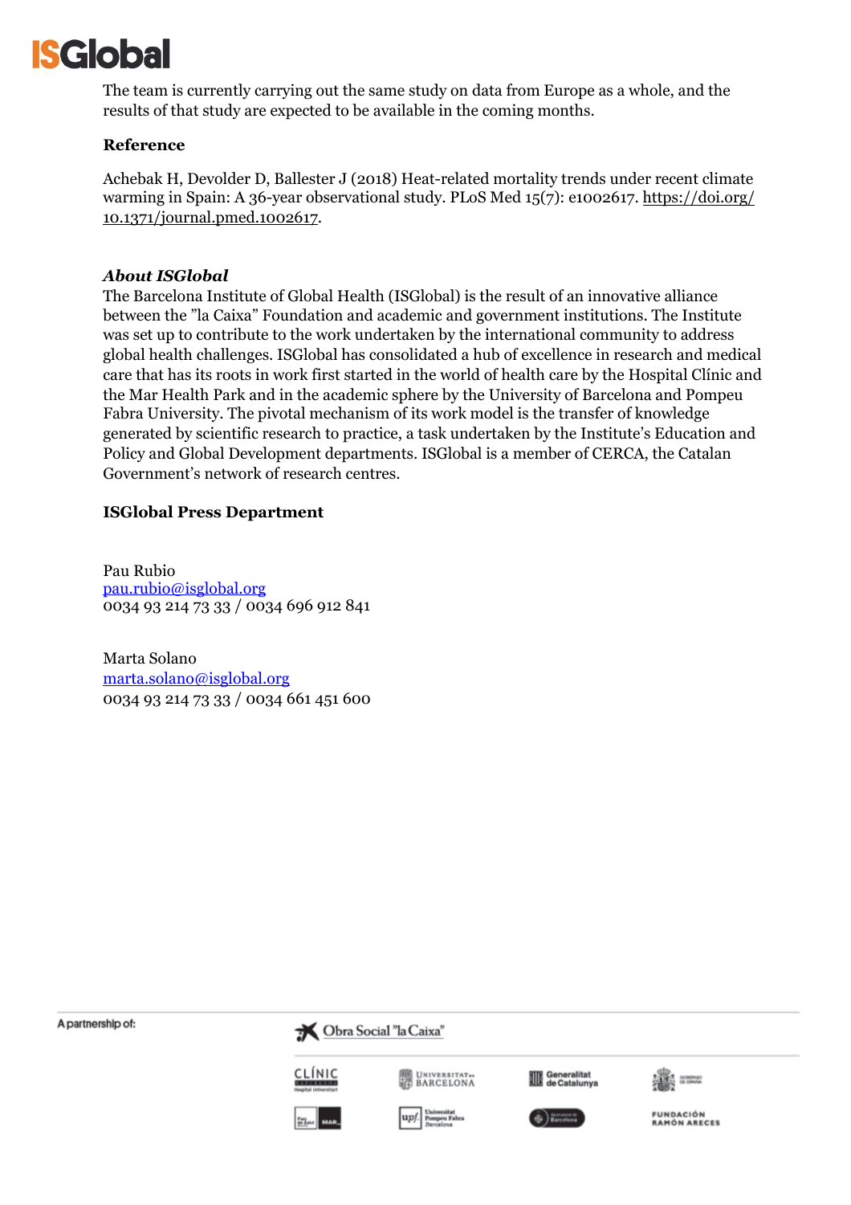The team is currently carrying out the same study on data from Europe as a whole, and the results of that study are expected to be available in the coming months.

**Reference**

Achebak H, Devolder D, Ballester J (2018) Heat-related mortality trends under recent climate warming in Spain: A 36-year observational study. PLoS Med 15(7): e1002617. https://doi.org/10.1371/journal.pmed.1002617.

***About ISGlobal***

The Barcelona Institute of Global Health (ISGlobal) is the result of an innovative alliance between the "la Caixa" Foundation and academic and government institutions. The Institute was set up to contribute to the work undertaken by the international community to address global health challenges. ISGlobal has consolidated a hub of excellence in research and medical care that has its roots in work first started in the world of health care by the Hospital Clínic and the Mar Health Park and in the academic sphere by the University of Barcelona and Pompeu Fabra University. The pivotal mechanism of its work model is the transfer of knowledge generated by scientific research to practice, a task undertaken by the Institute's Education and Policy and Global Development departments. ISGlobal is a member of CERCA, the Catalan Government's network of research centres.

**ISGlobal Press Department**

Pau Rubio
pau.rubio@isglobal.org
0034 93 214 73 33 / 0034 696 912 841

Marta Solano
marta.solano@isglobal.org
0034 93 214 73 33 / 0034 661 451 600

A partnership of: